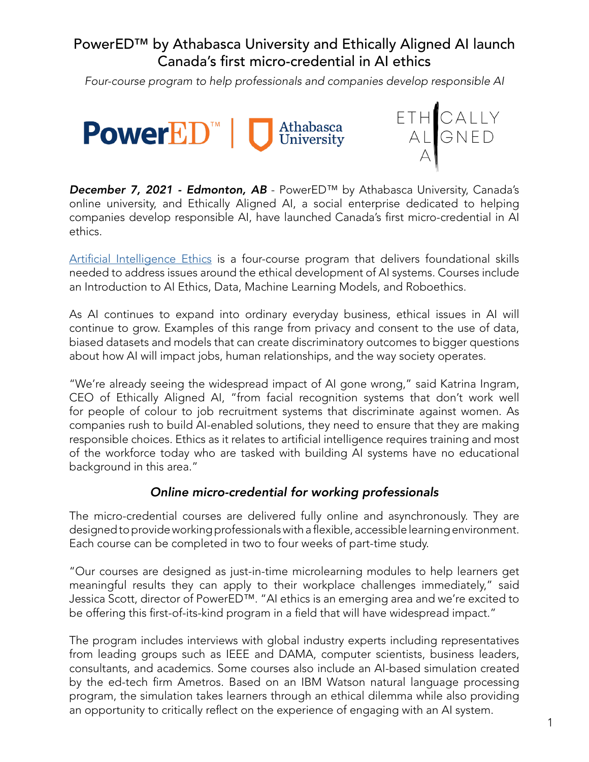# PowerED™ by Athabasca University and Ethically Aligned AI launch Canada's first micro-credential in AI ethics

*Four-course program to help professionals and companies develop responsible AI*

***December 7, 2021 - Edmonton, AB*** - PowerED™ by Athabasca University, Canada's online university, and Ethically Aligned AI, a social enterprise dedicated to helping companies develop responsible AI, have launched Canada's first micro-credential in AI ethics.

Artificial Intelligence Ethics is a four-course program that delivers foundational skills needed to address issues around the ethical development of AI systems. Courses include an Introduction to AI Ethics, Data, Machine Learning Models, and Roboethics.

As AI continues to expand into ordinary everyday business, ethical issues in AI will continue to grow. Examples of this range from privacy and consent to the use of data, biased datasets and models that can create discriminatory outcomes to bigger questions about how AI will impact jobs, human relationships, and the way society operates.

"We're already seeing the widespread impact of AI gone wrong," said Katrina Ingram, CEO of Ethically Aligned AI, "from facial recognition systems that don't work well for people of colour to job recruitment systems that discriminate against women. As companies rush to build AI-enabled solutions, they need to ensure that they are making responsible choices. Ethics as it relates to artificial intelligence requires training and most of the workforce today who are tasked with building AI systems have no educational background in this area."

### *Online micro-credential for working professionals*

The micro-credential courses are delivered fully online and asynchronously. They are designed to provide working professionals with a flexible, accessible learning environment. Each course can be completed in two to four weeks of part-time study.

"Our courses are designed as just-in-time microlearning modules to help learners get meaningful results they can apply to their workplace challenges immediately," said Jessica Scott, director of PowerED™. "AI ethics is an emerging area and we're excited to be offering this first-of-its-kind program in a field that will have widespread impact."

The program includes interviews with global industry experts including representatives from leading groups such as IEEE and DAMA, computer scientists, business leaders, consultants, and academics. Some courses also include an AI-based simulation created by the ed-tech firm Ametros. Based on an IBM Watson natural language processing program, the simulation takes learners through an ethical dilemma while also providing an opportunity to critically reflect on the experience of engaging with an AI system.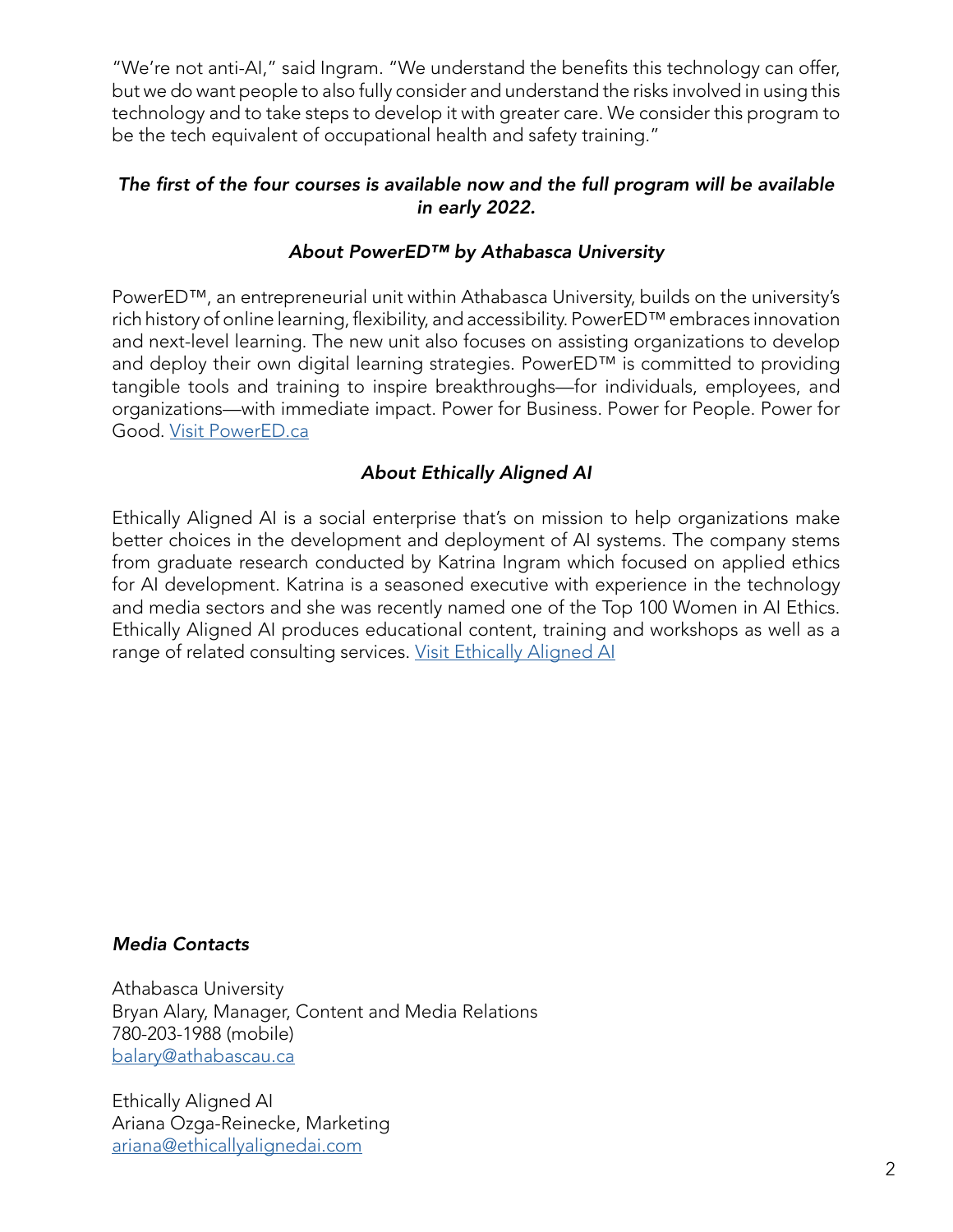"We're not anti-AI," said Ingram. "We understand the benefits this technology can offer, but we do want people to also fully consider and understand the risks involved in using this technology and to take steps to develop it with greater care. We consider this program to be the tech equivalent of occupational health and safety training."

***The first of the four courses is available now and the full program will be available in early 2022.***

### *About PowerED™ by Athabasca University*

PowerED™, an entrepreneurial unit within Athabasca University, builds on the university's rich history of online learning, flexibility, and accessibility. PowerED™ embraces innovation and next-level learning. The new unit also focuses on assisting organizations to develop and deploy their own digital learning strategies. PowerED™ is committed to providing tangible tools and training to inspire breakthroughs—for individuals, employees, and organizations—with immediate impact. Power for Business. Power for People. Power for Good. Visit PowerED.ca

### *About Ethically Aligned AI*

Ethically Aligned AI is a social enterprise that's on mission to help organizations make better choices in the development and deployment of AI systems. The company stems from graduate research conducted by Katrina Ingram which focused on applied ethics for AI development. Katrina is a seasoned executive with experience in the technology and media sectors and she was recently named one of the Top 100 Women in AI Ethics. Ethically Aligned AI produces educational content, training and workshops as well as a range of related consulting services. Visit Ethically Aligned AI

### *Media Contacts*

Athabasca University
Bryan Alary, Manager, Content and Media Relations
780-203-1988 (mobile)
balary@athabascau.ca

Ethically Aligned AI
Ariana Ozga-Reinecke, Marketing
ariana@ethicallyalignedai.com